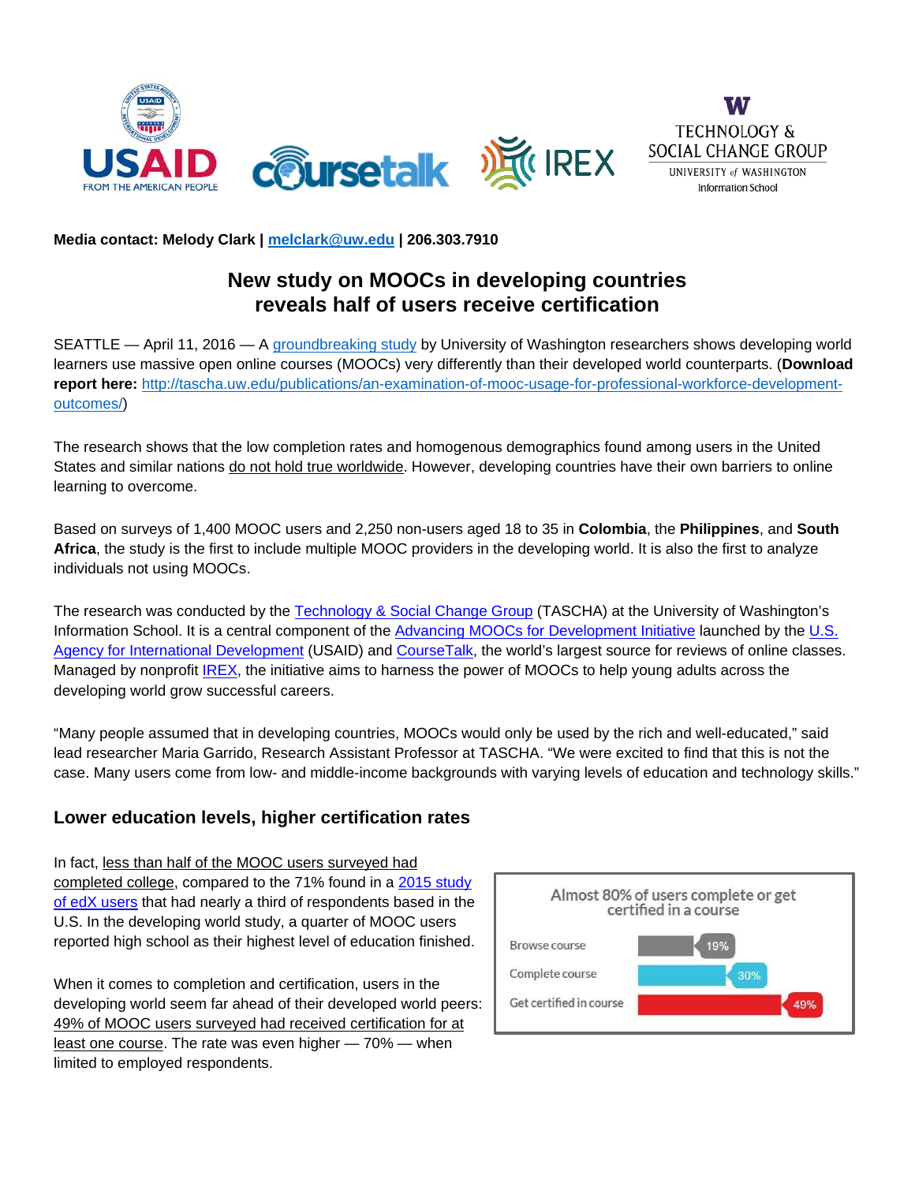**Media contact: Melody Clark | melclark@uw.edu | 206.303.7910**

# New study on MOOCs in developing countries reveals half of users receive certification

SEATTLE — April 11, 2016 — A groundbreaking study by University of Washington researchers shows developing world learners use massive open online courses (MOOCs) very differently than their developed world counterparts. (**Download report here:** http://tascha.uw.edu/publications/an-examination-of-mooc-usage-for-professional-workforce-development-outcomes/)

The research shows that the low completion rates and homogenous demographics found among users in the United States and similar nations do not hold true worldwide. However, developing countries have their own barriers to online learning to overcome.

Based on surveys of 1,400 MOOC users and 2,250 non-users aged 18 to 35 in **Colombia**, the **Philippines**, and **South Africa**, the study is the first to include multiple MOOC providers in the developing world. It is also the first to analyze individuals not using MOOCs.

The research was conducted by the Technology & Social Change Group (TASCHA) at the University of Washington's Information School. It is a central component of the Advancing MOOCs for Development Initiative launched by the U.S. Agency for International Development (USAID) and CourseTalk, the world's largest source for reviews of online classes. Managed by nonprofit IREX, the initiative aims to harness the power of MOOCs to help young adults across the developing world grow successful careers.

"Many people assumed that in developing countries, MOOCs would only be used by the rich and well-educated," said lead researcher Maria Garrido, Research Assistant Professor at TASCHA. "We were excited to find that this is not the case. Many users come from low- and middle-income backgrounds with varying levels of education and technology skills."

## Lower education levels, higher certification rates

In fact, less than half of the MOOC users surveyed had completed college, compared to the 71% found in a 2015 study of edX users that had nearly a third of respondents based in the U.S. In the developing world study, a quarter of MOOC users reported high school as their highest level of education finished.

When it comes to completion and certification, users in the developing world seem far ahead of their developed world peers: 49% of MOOC users surveyed had received certification for at least one course. The rate was even higher — 70% — when limited to employed respondents.

Almost 80% of users complete or get certified in a course

| | |
|---|---|
| Browse course | 19% |
| Complete course | 30% |
| Get certified in course | 49% |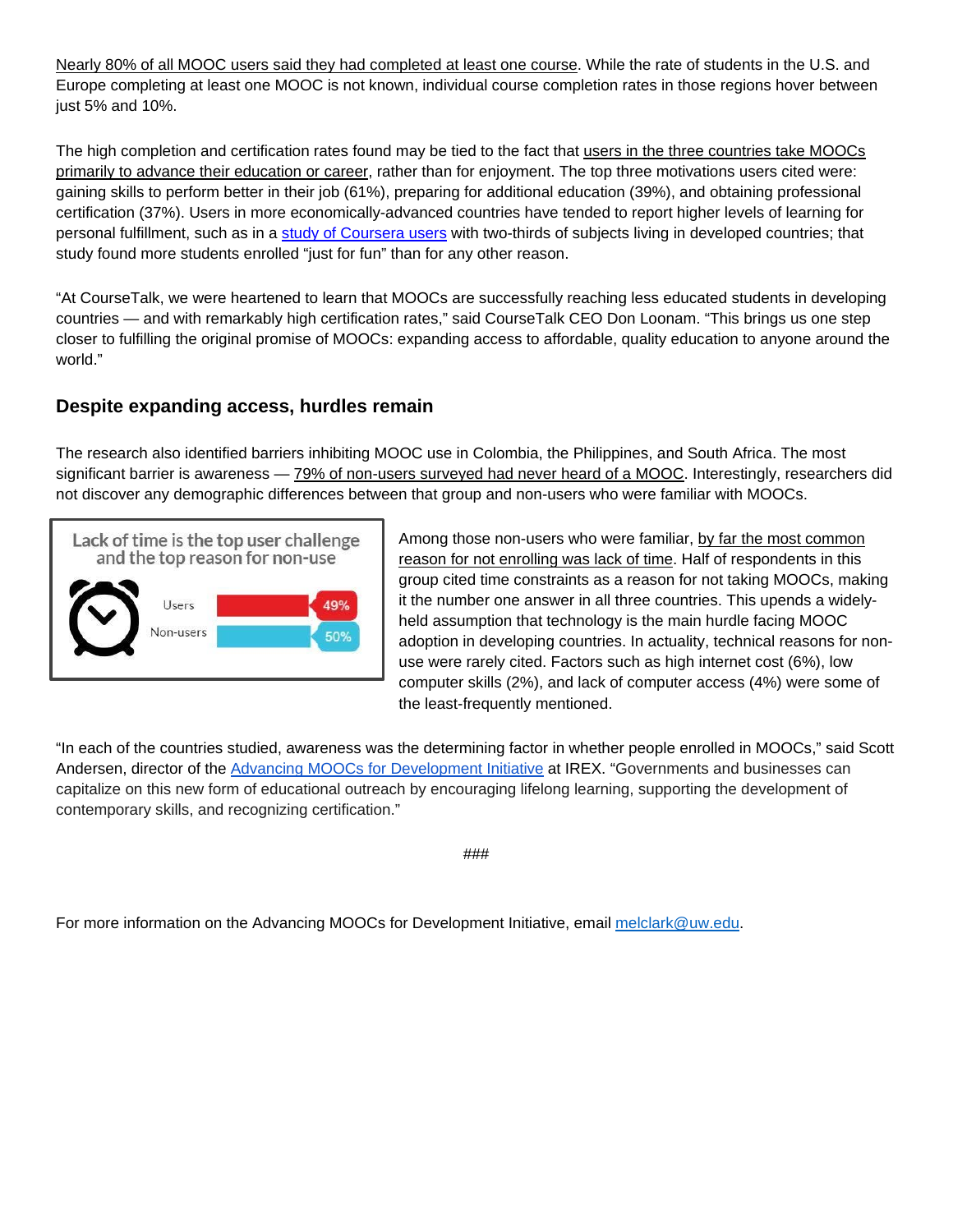Nearly 80% of all MOOC users said they had completed at least one course. While the rate of students in the U.S. and Europe completing at least one MOOC is not known, individual course completion rates in those regions hover between just 5% and 10%.

The high completion and certification rates found may be tied to the fact that users in the three countries take MOOCs primarily to advance their education or career, rather than for enjoyment. The top three motivations users cited were: gaining skills to perform better in their job (61%), preparing for additional education (39%), and obtaining professional certification (37%). Users in more economically-advanced countries have tended to report higher levels of learning for personal fulfillment, such as in a study of Coursera users with two-thirds of subjects living in developed countries; that study found more students enrolled "just for fun" than for any other reason.

"At CourseTalk, we were heartened to learn that MOOCs are successfully reaching less educated students in developing countries — and with remarkably high certification rates," said CourseTalk CEO Don Loonam. "This brings us one step closer to fulfilling the original promise of MOOCs: expanding access to affordable, quality education to anyone around the world."

## Despite expanding access, hurdles remain

The research also identified barriers inhibiting MOOC use in Colombia, the Philippines, and South Africa. The most significant barrier is awareness — 79% of non-users surveyed had never heard of a MOOC. Interestingly, researchers did not discover any demographic differences between that group and non-users who were familiar with MOOCs.

Lack of time is the top user challenge and the top reason for non-use

Users 49%

Non-users 50%

Among those non-users who were familiar, by far the most common reason for not enrolling was lack of time. Half of respondents in this group cited time constraints as a reason for not taking MOOCs, making it the number one answer in all three countries. This upends a widely-held assumption that technology is the main hurdle facing MOOC adoption in developing countries. In actuality, technical reasons for non-use were rarely cited. Factors such as high internet cost (6%), low computer skills (2%), and lack of computer access (4%) were some of the least-frequently mentioned.

"In each of the countries studied, awareness was the determining factor in whether people enrolled in MOOCs," said Scott Andersen, director of the Advancing MOOCs for Development Initiative at IREX. "Governments and businesses can capitalize on this new form of educational outreach by encouraging lifelong learning, supporting the development of contemporary skills, and recognizing certification."

###

For more information on the Advancing MOOCs for Development Initiative, email melclark@uw.edu.